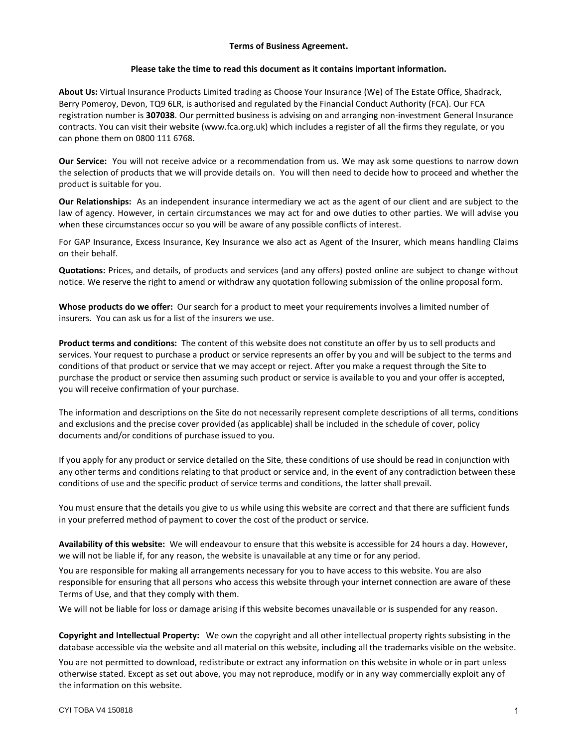**Terms of Business Agreement.**

**Please take the time to read this document as it contains important information.**

**About Us:** Virtual Insurance Products Limited trading as Choose Your Insurance (We) of The Estate Office, Shadrack, Berry Pomeroy, Devon, TQ9 6LR, is authorised and regulated by the Financial Conduct Authority (FCA). Our FCA registration number is **307038**. Our permitted business is advising on and arranging non-investment General Insurance contracts. You can visit their website (www.fca.org.uk) which includes a register of all the firms they regulate, or you can phone them on 0800 111 6768.

**Our Service:** You will not receive advice or a recommendation from us. We may ask some questions to narrow down the selection of products that we will provide details on. You will then need to decide how to proceed and whether the product is suitable for you.

**Our Relationships:** As an independent insurance intermediary we act as the agent of our client and are subject to the law of agency. However, in certain circumstances we may act for and owe duties to other parties. We will advise you when these circumstances occur so you will be aware of any possible conflicts of interest.

For GAP Insurance, Excess Insurance, Key Insurance we also act as Agent of the Insurer, which means handling Claims on their behalf.

**Quotations:** Prices, and details, of products and services (and any offers) posted online are subject to change without notice. We reserve the right to amend or withdraw any quotation following submission of the online proposal form.

**Whose products do we offer:** Our search for a product to meet your requirements involves a limited number of insurers. You can ask us for a list of the insurers we use.

**Product terms and conditions:** The content of this website does not constitute an offer by us to sell products and services. Your request to purchase a product or service represents an offer by you and will be subject to the terms and conditions of that product or service that we may accept or reject. After you make a request through the Site to purchase the product or service then assuming such product or service is available to you and your offer is accepted, you will receive confirmation of your purchase.

The information and descriptions on the Site do not necessarily represent complete descriptions of all terms, conditions and exclusions and the precise cover provided (as applicable) shall be included in the schedule of cover, policy documents and/or conditions of purchase issued to you.

If you apply for any product or service detailed on the Site, these conditions of use should be read in conjunction with any other terms and conditions relating to that product or service and, in the event of any contradiction between these conditions of use and the specific product of service terms and conditions, the latter shall prevail.

You must ensure that the details you give to us while using this website are correct and that there are sufficient funds in your preferred method of payment to cover the cost of the product or service.

**Availability of this website:** We will endeavour to ensure that this website is accessible for 24 hours a day. However, we will not be liable if, for any reason, the website is unavailable at any time or for any period.

You are responsible for making all arrangements necessary for you to have access to this website. You are also responsible for ensuring that all persons who access this website through your internet connection are aware of these Terms of Use, and that they comply with them.

We will not be liable for loss or damage arising if this website becomes unavailable or is suspended for any reason.

**Copyright and Intellectual Property:** We own the copyright and all other intellectual property rights subsisting in the database accessible via the website and all material on this website, including all the trademarks visible on the website.

You are not permitted to download, redistribute or extract any information on this website in whole or in part unless otherwise stated. Except as set out above, you may not reproduce, modify or in any way commercially exploit any of the information on this website.

CYI TOBA V4 150818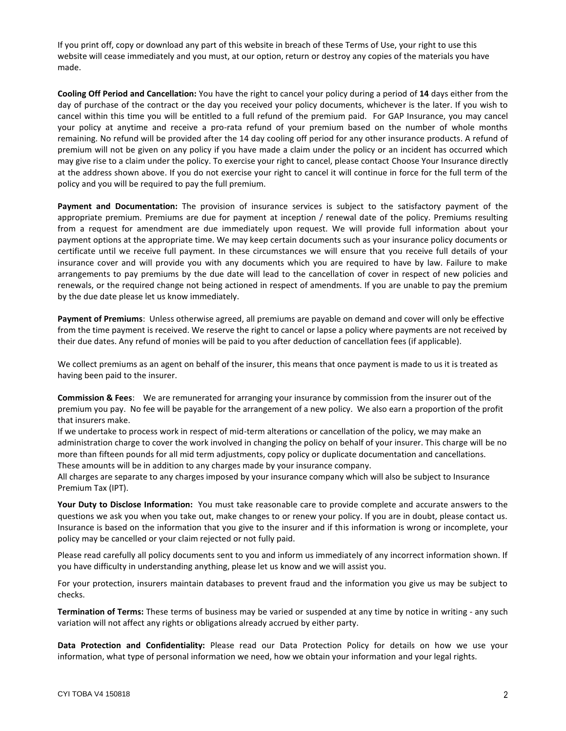If you print off, copy or download any part of this website in breach of these Terms of Use, your right to use this website will cease immediately and you must, at our option, return or destroy any copies of the materials you have made.

**Cooling Off Period and Cancellation:** You have the right to cancel your policy during a period of **14** days either from the day of purchase of the contract or the day you received your policy documents, whichever is the later. If you wish to cancel within this time you will be entitled to a full refund of the premium paid. For GAP Insurance, you may cancel your policy at anytime and receive a pro-rata refund of your premium based on the number of whole months remaining. No refund will be provided after the 14 day cooling off period for any other insurance products. A refund of premium will not be given on any policy if you have made a claim under the policy or an incident has occurred which may give rise to a claim under the policy. To exercise your right to cancel, please contact Choose Your Insurance directly at the address shown above. If you do not exercise your right to cancel it will continue in force for the full term of the policy and you will be required to pay the full premium.

**Payment and Documentation:** The provision of insurance services is subject to the satisfactory payment of the appropriate premium. Premiums are due for payment at inception / renewal date of the policy. Premiums resulting from a request for amendment are due immediately upon request. We will provide full information about your payment options at the appropriate time. We may keep certain documents such as your insurance policy documents or certificate until we receive full payment. In these circumstances we will ensure that you receive full details of your insurance cover and will provide you with any documents which you are required to have by law. Failure to make arrangements to pay premiums by the due date will lead to the cancellation of cover in respect of new policies and renewals, or the required change not being actioned in respect of amendments. If you are unable to pay the premium by the due date please let us know immediately.

**Payment of Premiums**: Unless otherwise agreed, all premiums are payable on demand and cover will only be effective from the time payment is received. We reserve the right to cancel or lapse a policy where payments are not received by their due dates. Any refund of monies will be paid to you after deduction of cancellation fees (if applicable).

We collect premiums as an agent on behalf of the insurer, this means that once payment is made to us it is treated as having been paid to the insurer.

**Commission & Fees**: We are remunerated for arranging your insurance by commission from the insurer out of the premium you pay. No fee will be payable for the arrangement of a new policy. We also earn a proportion of the profit that insurers make.

If we undertake to process work in respect of mid-term alterations or cancellation of the policy, we may make an administration charge to cover the work involved in changing the policy on behalf of your insurer. This charge will be no more than fifteen pounds for all mid term adjustments, copy policy or duplicate documentation and cancellations. These amounts will be in addition to any charges made by your insurance company.

All charges are separate to any charges imposed by your insurance company which will also be subject to Insurance Premium Tax (IPT).

**Your Duty to Disclose Information:** You must take reasonable care to provide complete and accurate answers to the questions we ask you when you take out, make changes to or renew your policy. If you are in doubt, please contact us. Insurance is based on the information that you give to the insurer and if this information is wrong or incomplete, your policy may be cancelled or your claim rejected or not fully paid.

Please read carefully all policy documents sent to you and inform us immediately of any incorrect information shown. If you have difficulty in understanding anything, please let us know and we will assist you.

For your protection, insurers maintain databases to prevent fraud and the information you give us may be subject to checks.

**Termination of Terms:** These terms of business may be varied or suspended at any time by notice in writing - any such variation will not affect any rights or obligations already accrued by either party.

**Data Protection and Confidentiality:** Please read our Data Protection Policy for details on how we use your information, what type of personal information we need, how we obtain your information and your legal rights.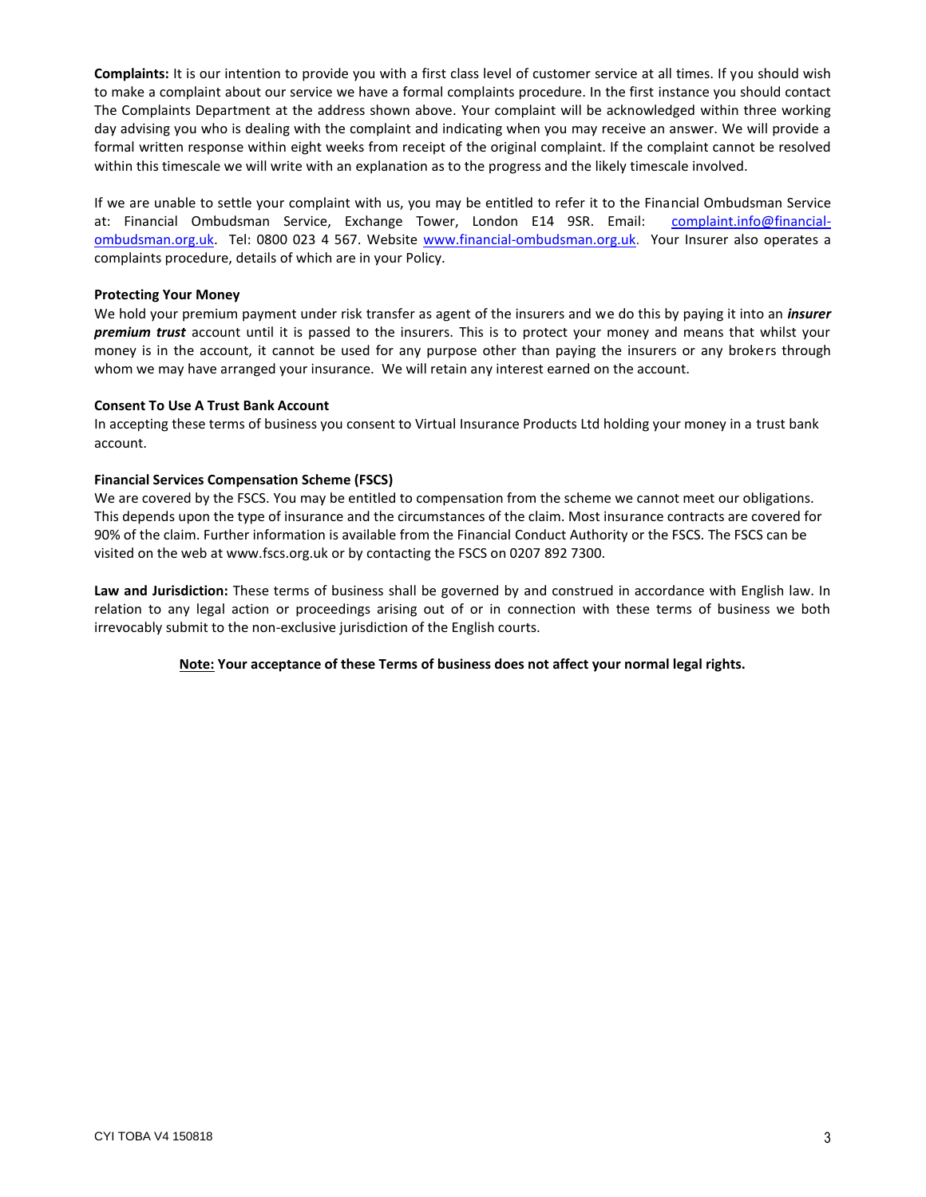**Complaints:** It is our intention to provide you with a first class level of customer service at all times. If you should wish to make a complaint about our service we have a formal complaints procedure. In the first instance you should contact The Complaints Department at the address shown above. Your complaint will be acknowledged within three working day advising you who is dealing with the complaint and indicating when you may receive an answer. We will provide a formal written response within eight weeks from receipt of the original complaint. If the complaint cannot be resolved within this timescale we will write with an explanation as to the progress and the likely timescale involved.

If we are unable to settle your complaint with us, you may be entitled to refer it to the Financial Ombudsman Service at: Financial Ombudsman Service, Exchange Tower, London E14 9SR. Email: complaint.info@financial-ombudsman.org.uk. Tel: 0800 023 4 567. Website www.financial-ombudsman.org.uk. Your Insurer also operates a complaints procedure, details of which are in your Policy.

**Protecting Your Money**

We hold your premium payment under risk transfer as agent of the insurers and we do this by paying it into an ***insurer premium trust*** account until it is passed to the insurers. This is to protect your money and means that whilst your money is in the account, it cannot be used for any purpose other than paying the insurers or any brokers through whom we may have arranged your insurance. We will retain any interest earned on the account.

**Consent To Use A Trust Bank Account**

In accepting these terms of business you consent to Virtual Insurance Products Ltd holding your money in a trust bank account.

**Financial Services Compensation Scheme (FSCS)**

We are covered by the FSCS. You may be entitled to compensation from the scheme we cannot meet our obligations. This depends upon the type of insurance and the circumstances of the claim. Most insurance contracts are covered for 90% of the claim. Further information is available from the Financial Conduct Authority or the FSCS. The FSCS can be visited on the web at www.fscs.org.uk or by contacting the FSCS on 0207 892 7300.

**Law and Jurisdiction:** These terms of business shall be governed by and construed in accordance with English law. In relation to any legal action or proceedings arising out of or in connection with these terms of business we both irrevocably submit to the non-exclusive jurisdiction of the English courts.

**Note: Your acceptance of these Terms of business does not affect your normal legal rights.**

CYI TOBA V4 150818